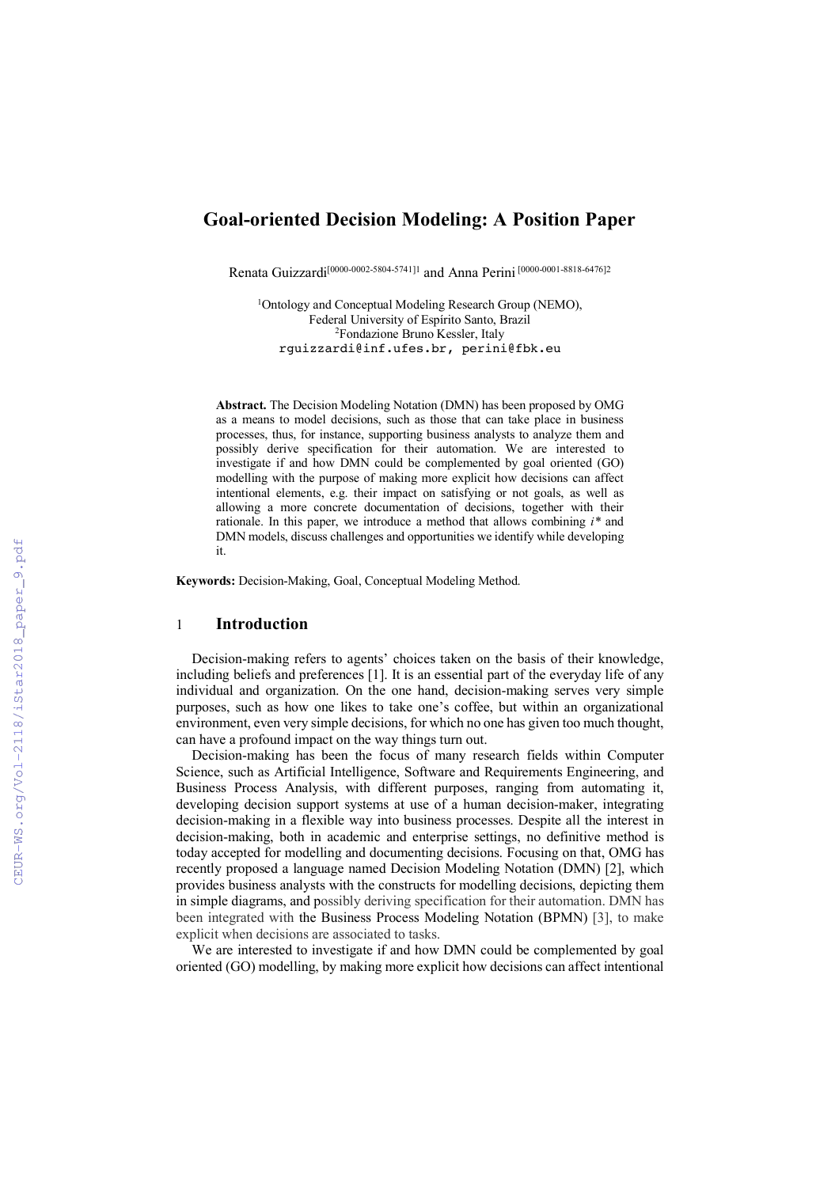# Goal-oriented Decision Modeling: A Position Paper

Renata Guizzardi[0000-0002-5804-5741]1 and Anna Perini [0000-0001-8818-6476]2

[1]Ontology and Conceptual Modeling Research Group (NEMO), Federal University of Espírito Santo, Brazil
[2]Fondazione Bruno Kessler, Italy
rguizzardi@inf.ufes.br, perini@fbk.eu

**Abstract.** The Decision Modeling Notation (DMN) has been proposed by OMG as a means to model decisions, such as those that can take place in business processes, thus, for instance, supporting business analysts to analyze them and possibly derive specification for their automation. We are interested to investigate if and how DMN could be complemented by goal oriented (GO) modelling with the purpose of making more explicit how decisions can affect intentional elements, e.g. their impact on satisfying or not goals, as well as allowing a more concrete documentation of decisions, together with their rationale. In this paper, we introduce a method that allows combining *i\** and DMN models, discuss challenges and opportunities we identify while developing it.

**Keywords:** Decision-Making, Goal, Conceptual Modeling Method.

## 1 Introduction

Decision-making refers to agents' choices taken on the basis of their knowledge, including beliefs and preferences [1]. It is an essential part of the everyday life of any individual and organization. On the one hand, decision-making serves very simple purposes, such as how one likes to take one's coffee, but within an organizational environment, even very simple decisions, for which no one has given too much thought, can have a profound impact on the way things turn out.

Decision-making has been the focus of many research fields within Computer Science, such as Artificial Intelligence, Software and Requirements Engineering, and Business Process Analysis, with different purposes, ranging from automating it, developing decision support systems at use of a human decision-maker, integrating decision-making in a flexible way into business processes. Despite all the interest in decision-making, both in academic and enterprise settings, no definitive method is today accepted for modelling and documenting decisions. Focusing on that, OMG has recently proposed a language named Decision Modeling Notation (DMN) [2], which provides business analysts with the constructs for modelling decisions, depicting them in simple diagrams, and possibly deriving specification for their automation. DMN has been integrated with the Business Process Modeling Notation (BPMN) [3], to make explicit when decisions are associated to tasks.

We are interested to investigate if and how DMN could be complemented by goal oriented (GO) modelling, by making more explicit how decisions can affect intentional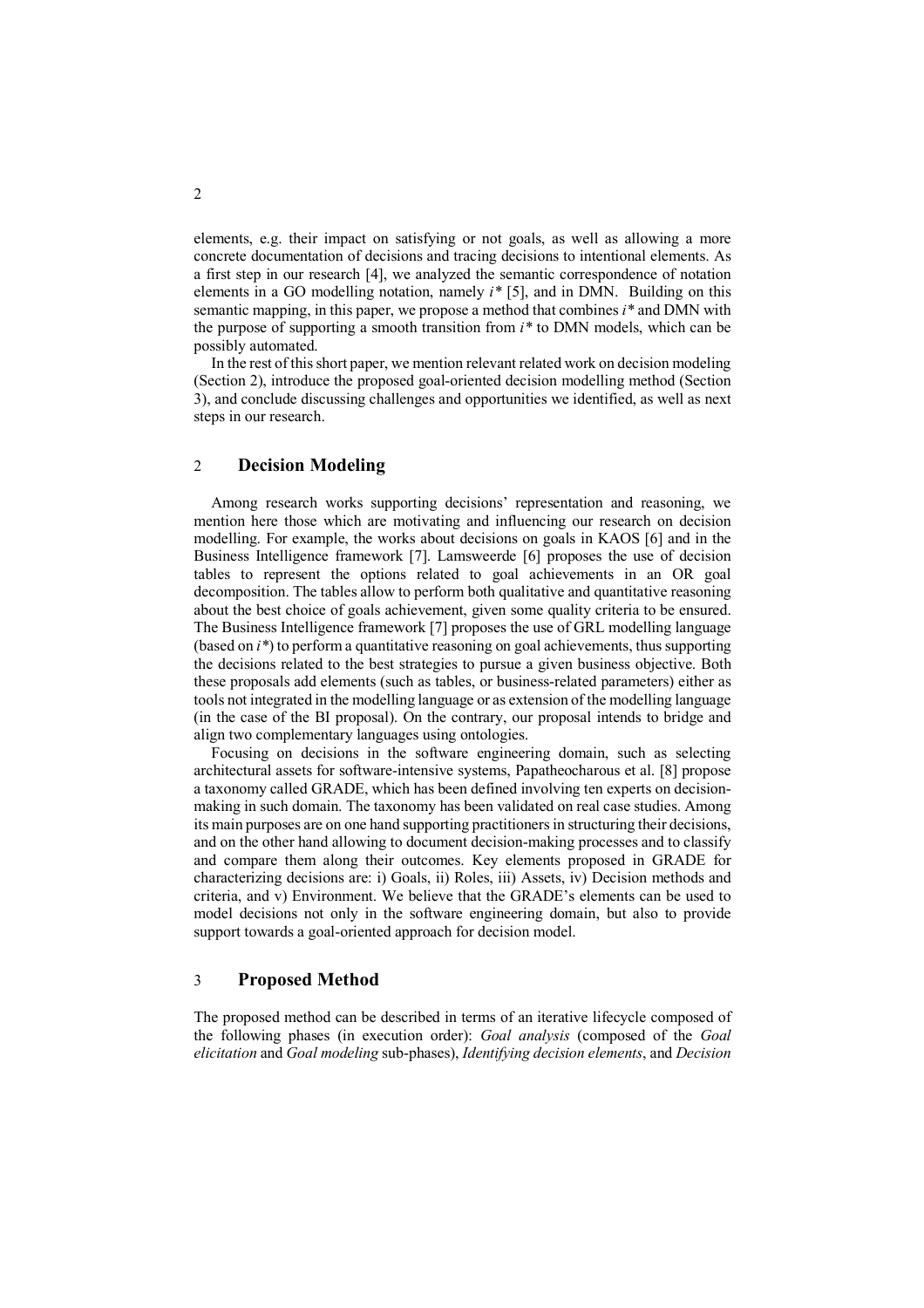elements, e.g. their impact on satisfying or not goals, as well as allowing a more concrete documentation of decisions and tracing decisions to intentional elements. As a first step in our research [4], we analyzed the semantic correspondence of notation elements in a GO modelling notation, namely *i\** [5], and in DMN. Building on this semantic mapping, in this paper, we propose a method that combines *i\** and DMN with the purpose of supporting a smooth transition from *i\** to DMN models, which can be possibly automated.

In the rest of this short paper, we mention relevant related work on decision modeling (Section 2), introduce the proposed goal-oriented decision modelling method (Section 3), and conclude discussing challenges and opportunities we identified, as well as next steps in our research.

## 2 Decision Modeling

Among research works supporting decisions' representation and reasoning, we mention here those which are motivating and influencing our research on decision modelling. For example, the works about decisions on goals in KAOS [6] and in the Business Intelligence framework [7]. Lamsweerde [6] proposes the use of decision tables to represent the options related to goal achievements in an OR goal decomposition. The tables allow to perform both qualitative and quantitative reasoning about the best choice of goals achievement, given some quality criteria to be ensured. The Business Intelligence framework [7] proposes the use of GRL modelling language (based on *i\**) to perform a quantitative reasoning on goal achievements, thus supporting the decisions related to the best strategies to pursue a given business objective. Both these proposals add elements (such as tables, or business-related parameters) either as tools not integrated in the modelling language or as extension of the modelling language (in the case of the BI proposal). On the contrary, our proposal intends to bridge and align two complementary languages using ontologies.

Focusing on decisions in the software engineering domain, such as selecting architectural assets for software-intensive systems, Papatheocharous et al. [8] propose a taxonomy called GRADE, which has been defined involving ten experts on decision-making in such domain. The taxonomy has been validated on real case studies. Among its main purposes are on one hand supporting practitioners in structuring their decisions, and on the other hand allowing to document decision-making processes and to classify and compare them along their outcomes. Key elements proposed in GRADE for characterizing decisions are: i) Goals, ii) Roles, iii) Assets, iv) Decision methods and criteria, and v) Environment. We believe that the GRADE's elements can be used to model decisions not only in the software engineering domain, but also to provide support towards a goal-oriented approach for decision model.

## 3 Proposed Method

The proposed method can be described in terms of an iterative lifecycle composed of the following phases (in execution order): *Goal analysis* (composed of the *Goal elicitation* and *Goal modeling* sub-phases), *Identifying decision elements*, and *Decision*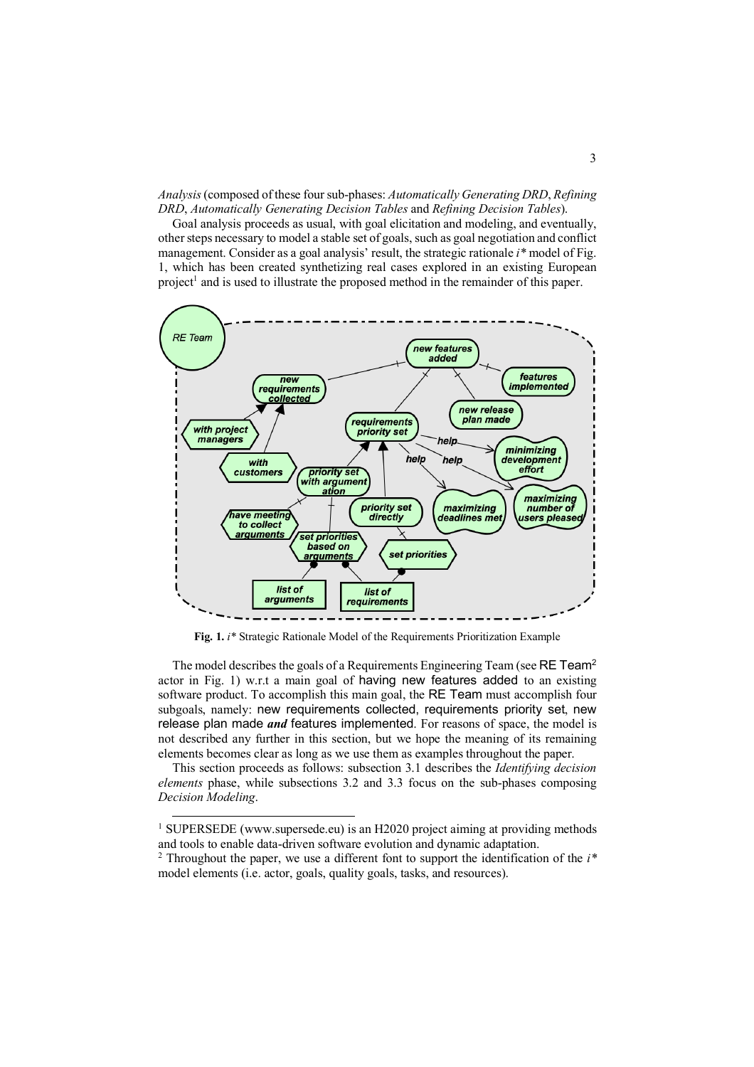*Analysis* (composed of these four sub-phases: *Automatically Generating DRD*, *Refining DRD*, *Automatically Generating Decision Tables* and *Refining Decision Tables*).

Goal analysis proceeds as usual, with goal elicitation and modeling, and eventually, other steps necessary to model a stable set of goals, such as goal negotiation and conflict management. Consider as a goal analysis' result, the strategic rationale *i\** model of Fig. 1, which has been created synthetizing real cases explored in an existing European project[1] and is used to illustrate the proposed method in the remainder of this paper.

**Fig. 1.** *i\** Strategic Rationale Model of the Requirements Prioritization Example

The model describes the goals of a Requirements Engineering Team (see RE Team[2] actor in Fig. 1) w.r.t a main goal of having new features added to an existing software product. To accomplish this main goal, the RE Team must accomplish four subgoals, namely: new requirements collected, requirements priority set, new release plan made ***and*** features implemented. For reasons of space, the model is not described any further in this section, but we hope the meaning of its remaining elements becomes clear as long as we use them as examples throughout the paper.

This section proceeds as follows: subsection 3.1 describes the *Identifying decision elements* phase, while subsections 3.2 and 3.3 focus on the sub-phases composing *Decision Modeling*.

---

[1] SUPERSEDE (www.supersede.eu) is an H2020 project aiming at providing methods and tools to enable data-driven software evolution and dynamic adaptation.

[2] Throughout the paper, we use a different font to support the identification of the *i\** model elements (i.e. actor, goals, quality goals, tasks, and resources).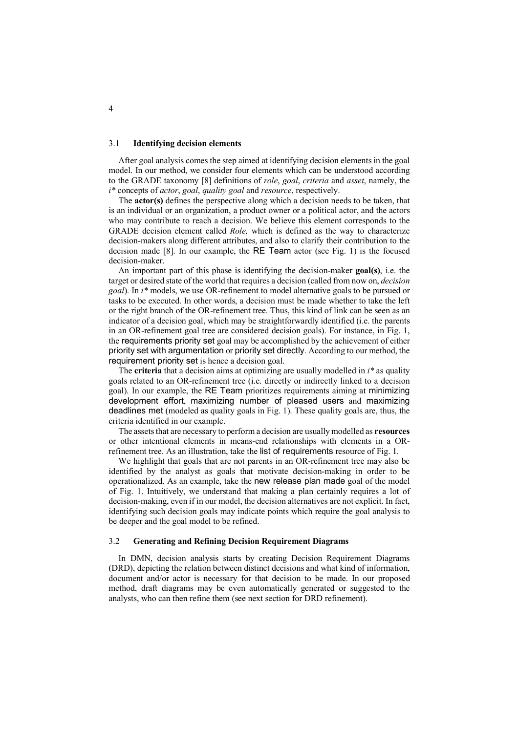### 3.1 Identifying decision elements

After goal analysis comes the step aimed at identifying decision elements in the goal model. In our method, we consider four elements which can be understood according to the GRADE taxonomy [8] definitions of *role*, *goal*, *criteria* and *asset*, namely, the *i** concepts of *actor*, *goal*, *quality goal* and *resource*, respectively.

The **actor(s)** defines the perspective along which a decision needs to be taken, that is an individual or an organization, a product owner or a political actor, and the actors who may contribute to reach a decision. We believe this element corresponds to the GRADE decision element called *Role,* which is defined as the way to characterize decision-makers along different attributes, and also to clarify their contribution to the decision made [8]. In our example, the RE Team actor (see Fig. 1) is the focused decision-maker.

An important part of this phase is identifying the decision-maker **goal(s)**, i.e. the target or desired state of the world that requires a decision (called from now on, *decision goal*). In *i** models, we use OR-refinement to model alternative goals to be pursued or tasks to be executed. In other words, a decision must be made whether to take the left or the right branch of the OR-refinement tree. Thus, this kind of link can be seen as an indicator of a decision goal, which may be straightforwardly identified (i.e. the parents in an OR-refinement goal tree are considered decision goals). For instance, in Fig. 1, the requirements priority set goal may be accomplished by the achievement of either priority set with argumentation or priority set directly. According to our method, the requirement priority set is hence a decision goal.

The **criteria** that a decision aims at optimizing are usually modelled in *i** as quality goals related to an OR-refinement tree (i.e. directly or indirectly linked to a decision goal). In our example, the RE Team prioritizes requirements aiming at minimizing development effort, maximizing number of pleased users and maximizing deadlines met (modeled as quality goals in Fig. 1). These quality goals are, thus, the criteria identified in our example.

The assets that are necessary to perform a decision are usually modelled as **resources** or other intentional elements in means-end relationships with elements in a OR-refinement tree. As an illustration, take the list of requirements resource of Fig. 1.

We highlight that goals that are not parents in an OR-refinement tree may also be identified by the analyst as goals that motivate decision-making in order to be operationalized. As an example, take the new release plan made goal of the model of Fig. 1. Intuitively, we understand that making a plan certainly requires a lot of decision-making, even if in our model, the decision alternatives are not explicit. In fact, identifying such decision goals may indicate points which require the goal analysis to be deeper and the goal model to be refined.

### 3.2 Generating and Refining Decision Requirement Diagrams

In DMN, decision analysis starts by creating Decision Requirement Diagrams (DRD), depicting the relation between distinct decisions and what kind of information, document and/or actor is necessary for that decision to be made. In our proposed method, draft diagrams may be even automatically generated or suggested to the analysts, who can then refine them (see next section for DRD refinement).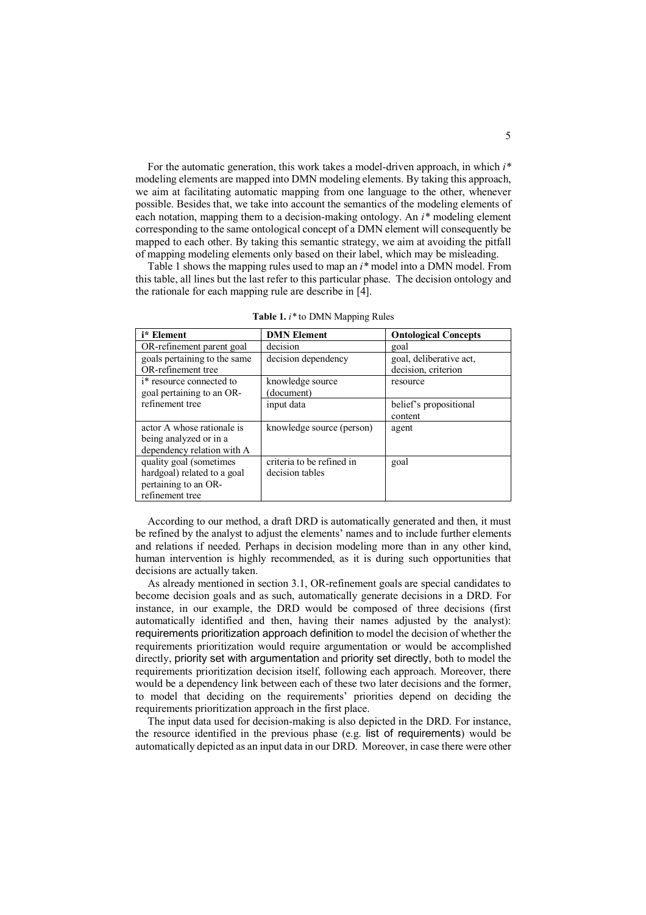For the automatic generation, this work takes a model-driven approach, in which *i\** modeling elements are mapped into DMN modeling elements. By taking this approach, we aim at facilitating automatic mapping from one language to the other, whenever possible. Besides that, we take into account the semantics of the modeling elements of each notation, mapping them to a decision-making ontology. An *i\** modeling element corresponding to the same ontological concept of a DMN element will consequently be mapped to each other. By taking this semantic strategy, we aim at avoiding the pitfall of mapping modeling elements only based on their label, which may be misleading.

Table 1 shows the mapping rules used to map an *i\** model into a DMN model. From this table, all lines but the last refer to this particular phase. The decision ontology and the rationale for each mapping rule are describe in [4].

**Table 1.** *i\** to DMN Mapping Rules

| i* Element | DMN Element | Ontological Concepts |
|---|---|---|
| OR-refinement parent goal | decision | goal |
| goals pertaining to the same OR-refinement tree | decision dependency | goal, deliberative act, decision, criterion |
| i* resource connected to goal pertaining to an OR-refinement tree | knowledge source (document) | resource |
| | input data | belief's propositional content |
| actor A whose rationale is being analyzed or in a dependency relation with A | knowledge source (person) | agent |
| quality goal (sometimes hardgoal) related to a goal pertaining to an OR-refinement tree | criteria to be refined in decision tables | goal |

According to our method, a draft DRD is automatically generated and then, it must be refined by the analyst to adjust the elements' names and to include further elements and relations if needed. Perhaps in decision modeling more than in any other kind, human intervention is highly recommended, as it is during such opportunities that decisions are actually taken.

As already mentioned in section 3.1, OR-refinement goals are special candidates to become decision goals and as such, automatically generate decisions in a DRD. For instance, in our example, the DRD would be composed of three decisions (first automatically identified and then, having their names adjusted by the analyst): requirements prioritization approach definition to model the decision of whether the requirements prioritization would require argumentation or would be accomplished directly, priority set with argumentation and priority set directly, both to model the requirements prioritization decision itself, following each approach. Moreover, there would be a dependency link between each of these two later decisions and the former, to model that deciding on the requirements' priorities depend on deciding the requirements prioritization approach in the first place.

The input data used for decision-making is also depicted in the DRD. For instance, the resource identified in the previous phase (e.g. list of requirements) would be automatically depicted as an input data in our DRD. Moreover, in case there were other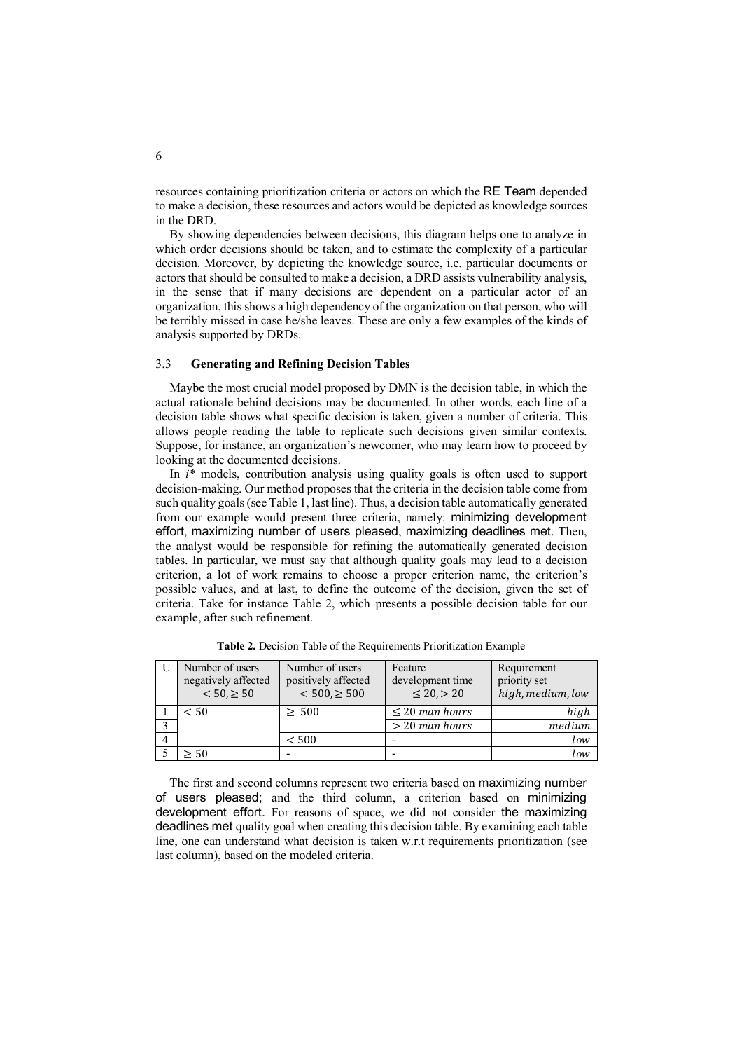resources containing prioritization criteria or actors on which the RE Team depended to make a decision, these resources and actors would be depicted as knowledge sources in the DRD.

By showing dependencies between decisions, this diagram helps one to analyze in which order decisions should be taken, and to estimate the complexity of a particular decision. Moreover, by depicting the knowledge source, i.e. particular documents or actors that should be consulted to make a decision, a DRD assists vulnerability analysis, in the sense that if many decisions are dependent on a particular actor of an organization, this shows a high dependency of the organization on that person, who will be terribly missed in case he/she leaves. These are only a few examples of the kinds of analysis supported by DRDs.

### 3.3 Generating and Refining Decision Tables

Maybe the most crucial model proposed by DMN is the decision table, in which the actual rationale behind decisions may be documented. In other words, each line of a decision table shows what specific decision is taken, given a number of criteria. This allows people reading the table to replicate such decisions given similar contexts. Suppose, for instance, an organization's newcomer, who may learn how to proceed by looking at the documented decisions.

In *i\** models, contribution analysis using quality goals is often used to support decision-making. Our method proposes that the criteria in the decision table come from such quality goals (see Table 1, last line). Thus, a decision table automatically generated from our example would present three criteria, namely: minimizing development effort, maximizing number of users pleased, maximizing deadlines met. Then, the analyst would be responsible for refining the automatically generated decision tables. In particular, we must say that although quality goals may lead to a decision criterion, a lot of work remains to choose a proper criterion name, the criterion's possible values, and at last, to define the outcome of the decision, given the set of criteria. Take for instance Table 2, which presents a possible decision table for our example, after such refinement.

**Table 2.** Decision Table of the Requirements Prioritization Example

| U | Number of users negatively affected $< 50, \geq 50$ | Number of users positively affected $< 500, \geq 500$ | Feature development time $\leq 20, > 20$ | Requirement priority set $high, medium, low$ |
|---|---|---|---|---|
| 1 | $< 50$ | $\geq 500$ | $\leq 20$ *man hours* | *high* |
| 3 | | | $> 20$ *man hours* | *medium* |
| 4 | | $< 500$ | - | *low* |
| 5 | $\geq 50$ | - | - | *low* |

The first and second columns represent two criteria based on maximizing number of users pleased; and the third column, a criterion based on minimizing development effort. For reasons of space, we did not consider the maximizing deadlines met quality goal when creating this decision table. By examining each table line, one can understand what decision is taken w.r.t requirements prioritization (see last column), based on the modeled criteria.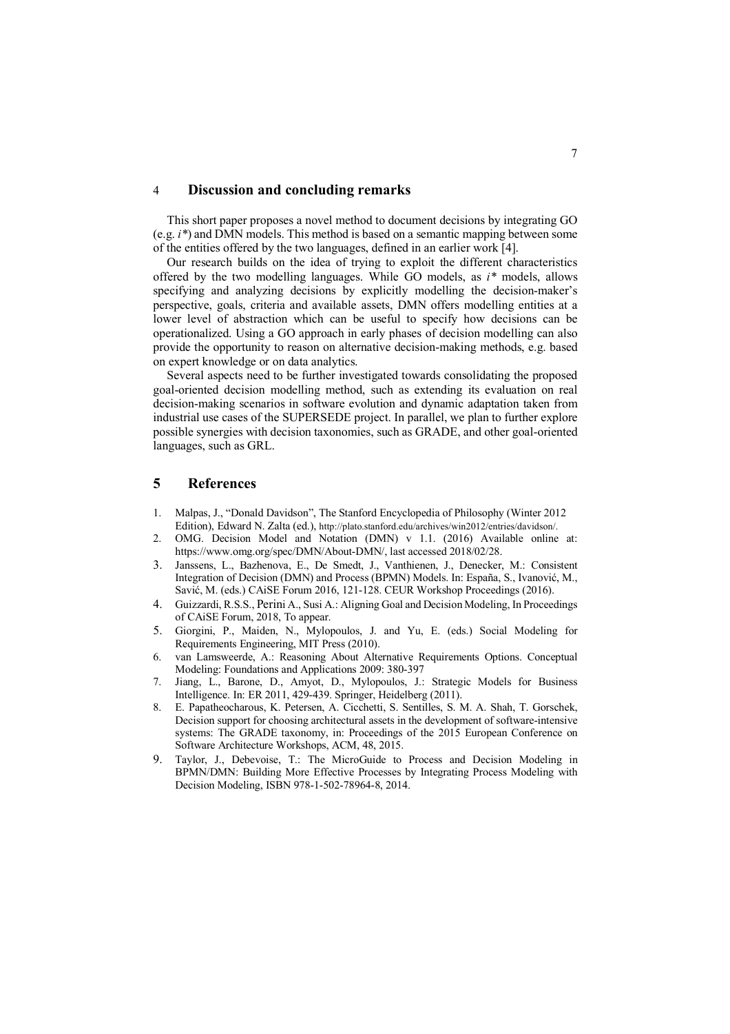## 4 Discussion and concluding remarks

This short paper proposes a novel method to document decisions by integrating GO (e.g. *i\**) and DMN models. This method is based on a semantic mapping between some of the entities offered by the two languages, defined in an earlier work [4].

Our research builds on the idea of trying to exploit the different characteristics offered by the two modelling languages. While GO models, as *i\** models, allows specifying and analyzing decisions by explicitly modelling the decision-maker's perspective, goals, criteria and available assets, DMN offers modelling entities at a lower level of abstraction which can be useful to specify how decisions can be operationalized. Using a GO approach in early phases of decision modelling can also provide the opportunity to reason on alternative decision-making methods, e.g. based on expert knowledge or on data analytics.

Several aspects need to be further investigated towards consolidating the proposed goal-oriented decision modelling method, such as extending its evaluation on real decision-making scenarios in software evolution and dynamic adaptation taken from industrial use cases of the SUPERSEDE project. In parallel, we plan to further explore possible synergies with decision taxonomies, such as GRADE, and other goal-oriented languages, such as GRL.

## 5 References

1. Malpas, J., "Donald Davidson", The Stanford Encyclopedia of Philosophy (Winter 2012 Edition), Edward N. Zalta (ed.), http://plato.stanford.edu/archives/win2012/entries/davidson/.
2. OMG. Decision Model and Notation (DMN) v 1.1. (2016) Available online at: https://www.omg.org/spec/DMN/About-DMN/, last accessed 2018/02/28.
3. Janssens, L., Bazhenova, E., De Smedt, J., Vanthienen, J., Denecker, M.: Consistent Integration of Decision (DMN) and Process (BPMN) Models. In: España, S., Ivanović, M., Savić, M. (eds.) CAiSE Forum 2016, 121-128. CEUR Workshop Proceedings (2016).
4. Guizzardi, R.S.S., Perini A., Susi A.: Aligning Goal and Decision Modeling, In Proceedings of CAiSE Forum, 2018, To appear.
5. Giorgini, P., Maiden, N., Mylopoulos, J. and Yu, E. (eds.) Social Modeling for Requirements Engineering, MIT Press (2010).
6. van Lamsweerde, A.: Reasoning About Alternative Requirements Options. Conceptual Modeling: Foundations and Applications 2009: 380-397
7. Jiang, L., Barone, D., Amyot, D., Mylopoulos, J.: Strategic Models for Business Intelligence. In: ER 2011, 429-439. Springer, Heidelberg (2011).
8. E. Papatheocharous, K. Petersen, A. Cicchetti, S. Sentilles, S. M. A. Shah, T. Gorschek, Decision support for choosing architectural assets in the development of software-intensive systems: The GRADE taxonomy, in: Proceedings of the 2015 European Conference on Software Architecture Workshops, ACM, 48, 2015.
9. Taylor, J., Debevoise, T.: The MicroGuide to Process and Decision Modeling in BPMN/DMN: Building More Effective Processes by Integrating Process Modeling with Decision Modeling, ISBN 978-1-502-78964-8, 2014.